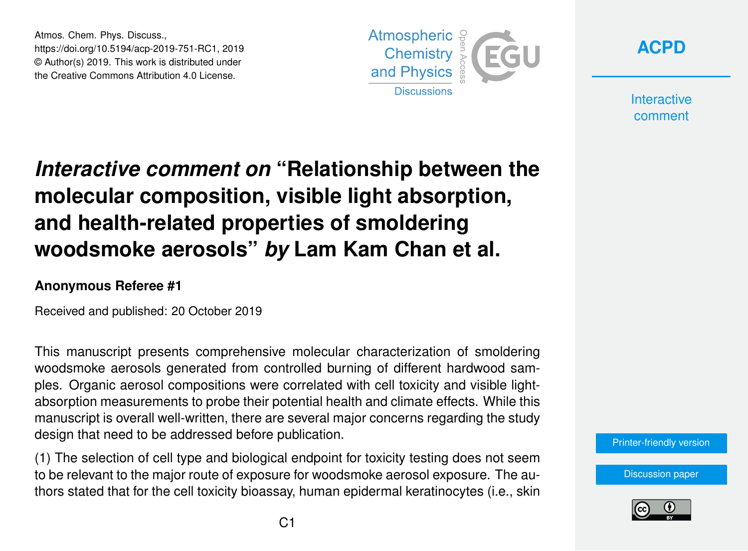# *Interactive comment on* "Relationship between the molecular composition, visible light absorption, and health-related properties of smoldering woodsmoke aerosols" *by* Lam Kam Chan et al.

**Anonymous Referee #1**

Received and published: 20 October 2019

This manuscript presents comprehensive molecular characterization of smoldering woodsmoke aerosols generated from controlled burning of different hardwood samples. Organic aerosol compositions were correlated with cell toxicity and visible light-absorption measurements to probe their potential health and climate effects. While this manuscript is overall well-written, there are several major concerns regarding the study design that need to be addressed before publication.

(1) The selection of cell type and biological endpoint for toxicity testing does not seem to be relevant to the major route of exposure for woodsmoke aerosol exposure. The authors stated that for the cell toxicity bioassay, human epidermal keratinocytes (i.e., skin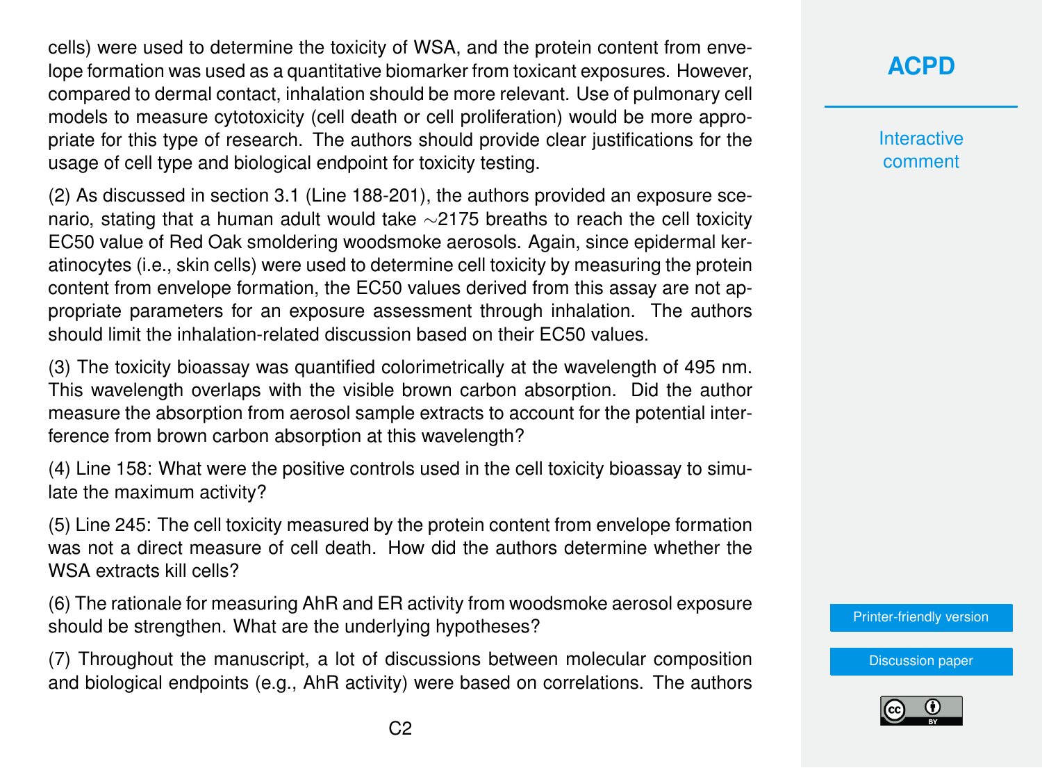cells) were used to determine the toxicity of WSA, and the protein content from envelope formation was used as a quantitative biomarker from toxicant exposures. However, compared to dermal contact, inhalation should be more relevant. Use of pulmonary cell models to measure cytotoxicity (cell death or cell proliferation) would be more appropriate for this type of research. The authors should provide clear justifications for the usage of cell type and biological endpoint for toxicity testing.

(2) As discussed in section 3.1 (Line 188-201), the authors provided an exposure scenario, stating that a human adult would take ∼2175 breaths to reach the cell toxicity EC50 value of Red Oak smoldering woodsmoke aerosols. Again, since epidermal keratinocytes (i.e., skin cells) were used to determine cell toxicity by measuring the protein content from envelope formation, the EC50 values derived from this assay are not appropriate parameters for an exposure assessment through inhalation. The authors should limit the inhalation-related discussion based on their EC50 values.

(3) The toxicity bioassay was quantified colorimetrically at the wavelength of 495 nm. This wavelength overlaps with the visible brown carbon absorption. Did the author measure the absorption from aerosol sample extracts to account for the potential interference from brown carbon absorption at this wavelength?

(4) Line 158: What were the positive controls used in the cell toxicity bioassay to simulate the maximum activity?

(5) Line 245: The cell toxicity measured by the protein content from envelope formation was not a direct measure of cell death. How did the authors determine whether the WSA extracts kill cells?

(6) The rationale for measuring AhR and ER activity from woodsmoke aerosol exposure should be strengthen. What are the underlying hypotheses?

(7) Throughout the manuscript, a lot of discussions between molecular composition and biological endpoints (e.g., AhR activity) were based on correlations. The authors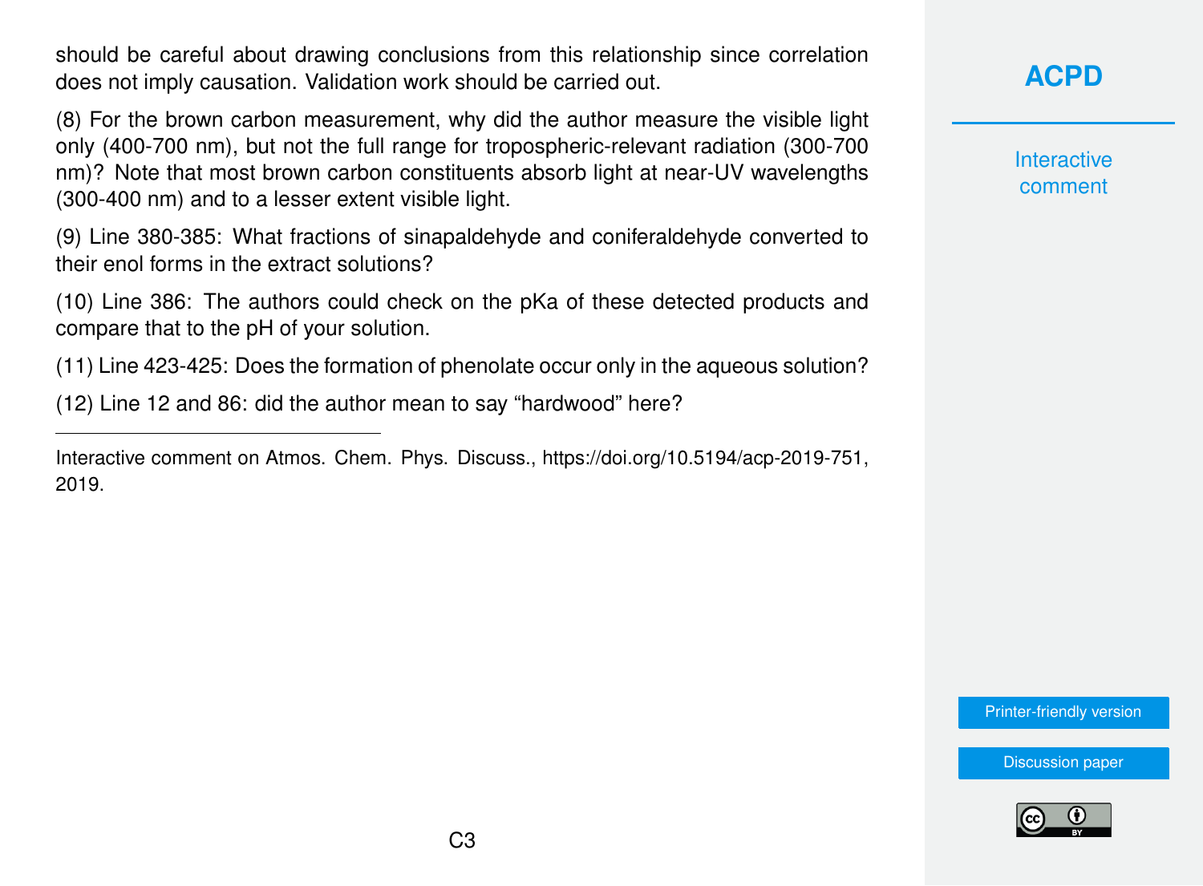should be careful about drawing conclusions from this relationship since correlation does not imply causation. Validation work should be carried out.

(8) For the brown carbon measurement, why did the author measure the visible light only (400-700 nm), but not the full range for tropospheric-relevant radiation (300-700 nm)? Note that most brown carbon constituents absorb light at near-UV wavelengths (300-400 nm) and to a lesser extent visible light.

(9) Line 380-385: What fractions of sinapaldehyde and coniferaldehyde converted to their enol forms in the extract solutions?

(10) Line 386: The authors could check on the pKa of these detected products and compare that to the pH of your solution.

(11) Line 423-425: Does the formation of phenolate occur only in the aqueous solution?

(12) Line 12 and 86: did the author mean to say "hardwood" here?

---

Interactive comment on Atmos. Chem. Phys. Discuss., https://doi.org/10.5194/acp-2019-751, 2019.